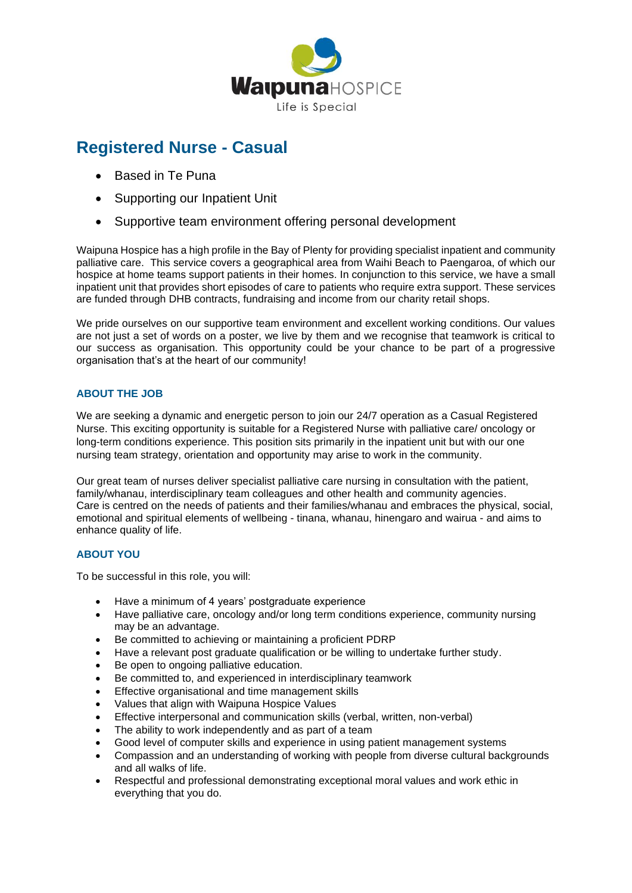# Registered Nurse - Casual

- Based in Te Puna
- Supporting our Inpatient Unit
- Supportive team environment offering personal development

Waipuna Hospice has a high profile in the Bay of Plenty for providing specialist inpatient and community palliative care. This service covers a geographical area from Waihi Beach to Paengaroa, of which our hospice at home teams support patients in their homes. In conjunction to this service, we have a small inpatient unit that provides short episodes of care to patients who require extra support. These services are funded through DHB contracts, fundraising and income from our charity retail shops.

We pride ourselves on our supportive team environment and excellent working conditions. Our values are not just a set of words on a poster, we live by them and we recognise that teamwork is critical to our success as organisation. This opportunity could be your chance to be part of a progressive organisation that's at the heart of our community!

## ABOUT THE JOB

We are seeking a dynamic and energetic person to join our 24/7 operation as a Casual Registered Nurse. This exciting opportunity is suitable for a Registered Nurse with palliative care/ oncology or long-term conditions experience. This position sits primarily in the inpatient unit but with our one nursing team strategy, orientation and opportunity may arise to work in the community.

Our great team of nurses deliver specialist palliative care nursing in consultation with the patient, family/whanau, interdisciplinary team colleagues and other health and community agencies. Care is centred on the needs of patients and their families/whanau and embraces the physical, social, emotional and spiritual elements of wellbeing - tinana, whanau, hinengaro and wairua - and aims to enhance quality of life.

## ABOUT YOU

To be successful in this role, you will:

- Have a minimum of 4 years' postgraduate experience
- Have palliative care, oncology and/or long term conditions experience, community nursing may be an advantage.
- Be committed to achieving or maintaining a proficient PDRP
- Have a relevant post graduate qualification or be willing to undertake further study.
- Be open to ongoing palliative education.
- Be committed to, and experienced in interdisciplinary teamwork
- Effective organisational and time management skills
- Values that align with Waipuna Hospice Values
- Effective interpersonal and communication skills (verbal, written, non-verbal)
- The ability to work independently and as part of a team
- Good level of computer skills and experience in using patient management systems
- Compassion and an understanding of working with people from diverse cultural backgrounds and all walks of life.
- Respectful and professional demonstrating exceptional moral values and work ethic in everything that you do.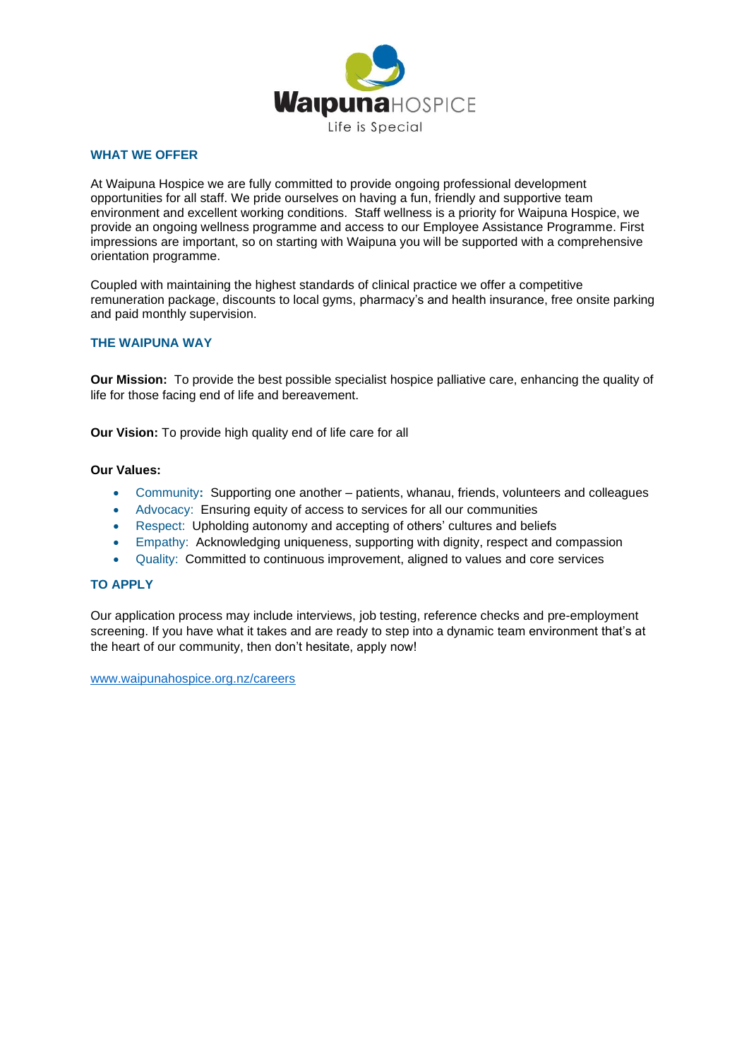Waipuna HOSPICE

Life is Special

## WHAT WE OFFER

At Waipuna Hospice we are fully committed to provide ongoing professional development opportunities for all staff. We pride ourselves on having a fun, friendly and supportive team environment and excellent working conditions. Staff wellness is a priority for Waipuna Hospice, we provide an ongoing wellness programme and access to our Employee Assistance Programme. First impressions are important, so on starting with Waipuna you will be supported with a comprehensive orientation programme.

Coupled with maintaining the highest standards of clinical practice we offer a competitive remuneration package, discounts to local gyms, pharmacy's and health insurance, free onsite parking and paid monthly supervision.

## THE WAIPUNA WAY

**Our Mission:** To provide the best possible specialist hospice palliative care, enhancing the quality of life for those facing end of life and bereavement.

**Our Vision:** To provide high quality end of life care for all

**Our Values:**

- Community**:** Supporting one another – patients, whanau, friends, volunteers and colleagues
- Advocacy: Ensuring equity of access to services for all our communities
- Respect: Upholding autonomy and accepting of others' cultures and beliefs
- Empathy: Acknowledging uniqueness, supporting with dignity, respect and compassion
- Quality: Committed to continuous improvement, aligned to values and core services

## TO APPLY

Our application process may include interviews, job testing, reference checks and pre-employment screening. If you have what it takes and are ready to step into a dynamic team environment that's at the heart of our community, then don't hesitate, apply now!

[www.waipunahospice.org.nz/careers](http://www.waipunahospice.org.nz/careers)